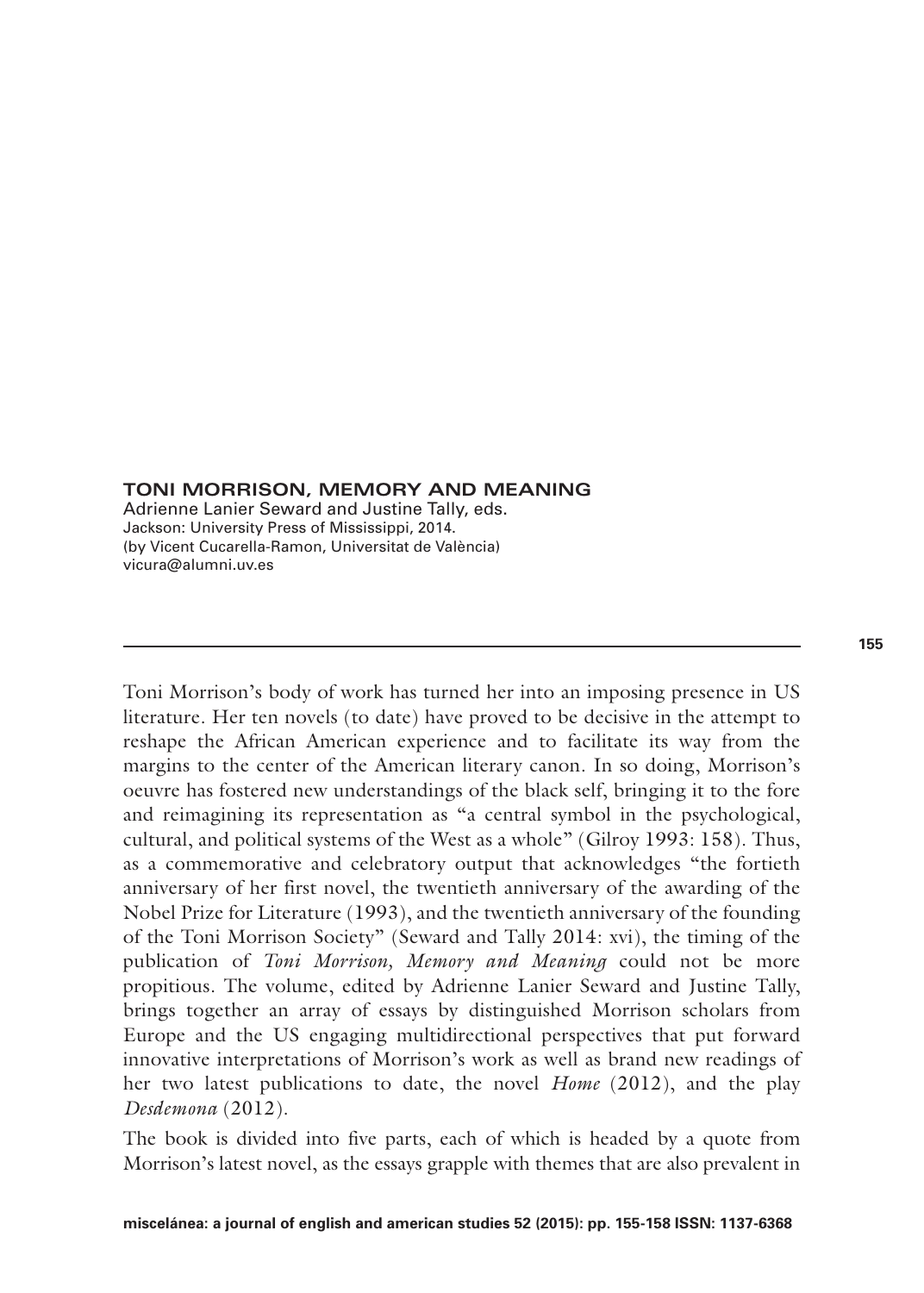# TONI MORRISON, MEMORY AND MEANING

Adrienne Lanier Seward and Justine Tally, eds.
Jackson: University Press of Mississippi, 2014.
(by Vicent Cucarella-Ramon, Universitat de València)
vicura@alumni.uv.es

---

Toni Morrison's body of work has turned her into an imposing presence in US literature. Her ten novels (to date) have proved to be decisive in the attempt to reshape the African American experience and to facilitate its way from the margins to the center of the American literary canon. In so doing, Morrison's oeuvre has fostered new understandings of the black self, bringing it to the fore and reimagining its representation as "a central symbol in the psychological, cultural, and political systems of the West as a whole" (Gilroy 1993: 158). Thus, as a commemorative and celebratory output that acknowledges "the fortieth anniversary of her first novel, the twentieth anniversary of the awarding of the Nobel Prize for Literature (1993), and the twentieth anniversary of the founding of the Toni Morrison Society" (Seward and Tally 2014: xvi), the timing of the publication of *Toni Morrison, Memory and Meaning* could not be more propitious. The volume, edited by Adrienne Lanier Seward and Justine Tally, brings together an array of essays by distinguished Morrison scholars from Europe and the US engaging multidirectional perspectives that put forward innovative interpretations of Morrison's work as well as brand new readings of her two latest publications to date, the novel *Home* (2012), and the play *Desdemona* (2012).

The book is divided into five parts, each of which is headed by a quote from Morrison's latest novel, as the essays grapple with themes that are also prevalent in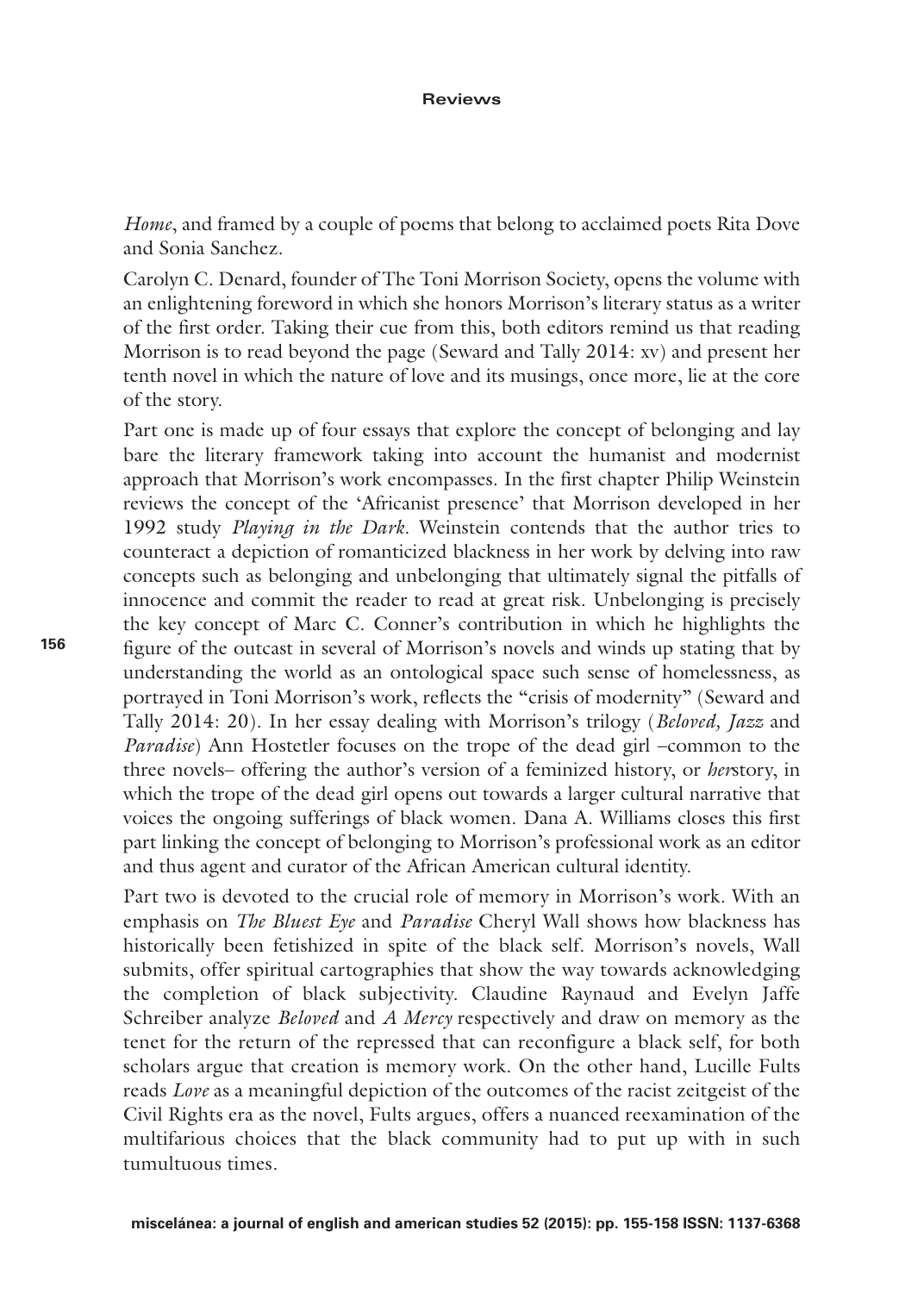*Home*, and framed by a couple of poems that belong to acclaimed poets Rita Dove and Sonia Sanchez.

Carolyn C. Denard, founder of The Toni Morrison Society, opens the volume with an enlightening foreword in which she honors Morrison's literary status as a writer of the first order. Taking their cue from this, both editors remind us that reading Morrison is to read beyond the page (Seward and Tally 2014: xv) and present her tenth novel in which the nature of love and its musings, once more, lie at the core of the story.

Part one is made up of four essays that explore the concept of belonging and lay bare the literary framework taking into account the humanist and modernist approach that Morrison's work encompasses. In the first chapter Philip Weinstein reviews the concept of the 'Africanist presence' that Morrison developed in her 1992 study *Playing in the Dark*. Weinstein contends that the author tries to counteract a depiction of romanticized blackness in her work by delving into raw concepts such as belonging and unbelonging that ultimately signal the pitfalls of innocence and commit the reader to read at great risk. Unbelonging is precisely the key concept of Marc C. Conner's contribution in which he highlights the figure of the outcast in several of Morrison's novels and winds up stating that by understanding the world as an ontological space such sense of homelessness, as portrayed in Toni Morrison's work, reflects the "crisis of modernity" (Seward and Tally 2014: 20). In her essay dealing with Morrison's trilogy (*Beloved, Jazz* and *Paradise*) Ann Hostetler focuses on the trope of the dead girl –common to the three novels– offering the author's version of a feminized history, or *her*story, in which the trope of the dead girl opens out towards a larger cultural narrative that voices the ongoing sufferings of black women. Dana A. Williams closes this first part linking the concept of belonging to Morrison's professional work as an editor and thus agent and curator of the African American cultural identity.

Part two is devoted to the crucial role of memory in Morrison's work. With an emphasis on *The Bluest Eye* and *Paradise* Cheryl Wall shows how blackness has historically been fetishized in spite of the black self. Morrison's novels, Wall submits, offer spiritual cartographies that show the way towards acknowledging the completion of black subjectivity. Claudine Raynaud and Evelyn Jaffe Schreiber analyze *Beloved* and *A Mercy* respectively and draw on memory as the tenet for the return of the repressed that can reconfigure a black self, for both scholars argue that creation is memory work. On the other hand, Lucille Fults reads *Love* as a meaningful depiction of the outcomes of the racist zeitgeist of the Civil Rights era as the novel, Fults argues, offers a nuanced reexamination of the multifarious choices that the black community had to put up with in such tumultuous times.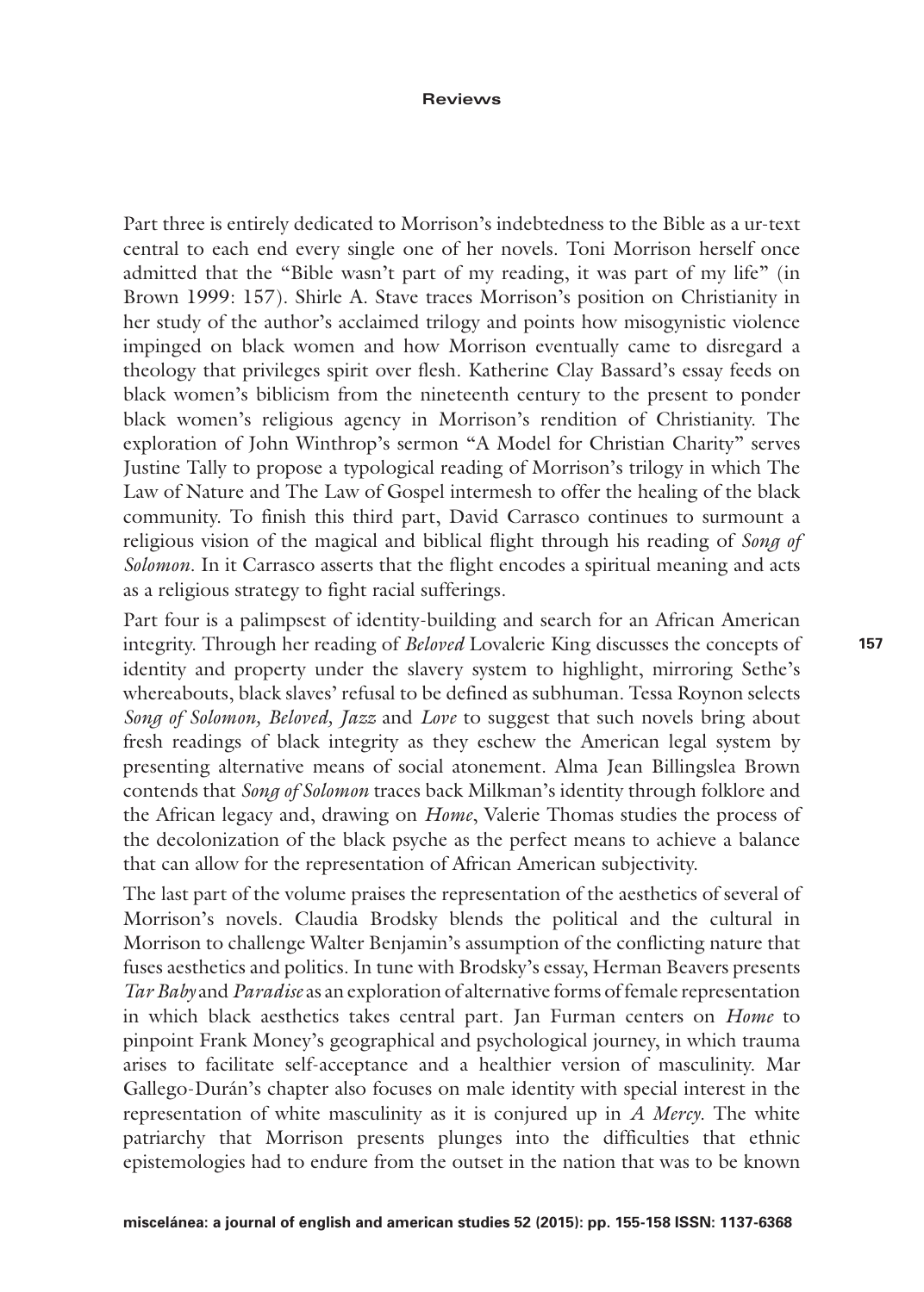Part three is entirely dedicated to Morrison's indebtedness to the Bible as a ur-text central to each end every single one of her novels. Toni Morrison herself once admitted that the "Bible wasn't part of my reading, it was part of my life" (in Brown 1999: 157). Shirle A. Stave traces Morrison's position on Christianity in her study of the author's acclaimed trilogy and points how misogynistic violence impinged on black women and how Morrison eventually came to disregard a theology that privileges spirit over flesh. Katherine Clay Bassard's essay feeds on black women's biblicism from the nineteenth century to the present to ponder black women's religious agency in Morrison's rendition of Christianity. The exploration of John Winthrop's sermon "A Model for Christian Charity" serves Justine Tally to propose a typological reading of Morrison's trilogy in which The Law of Nature and The Law of Gospel intermesh to offer the healing of the black community. To finish this third part, David Carrasco continues to surmount a religious vision of the magical and biblical flight through his reading of *Song of Solomon*. In it Carrasco asserts that the flight encodes a spiritual meaning and acts as a religious strategy to fight racial sufferings.

Part four is a palimpsest of identity-building and search for an African American integrity. Through her reading of *Beloved* Lovalerie King discusses the concepts of identity and property under the slavery system to highlight, mirroring Sethe's whereabouts, black slaves' refusal to be defined as subhuman. Tessa Roynon selects *Song of Solomon*, *Beloved*, *Jazz* and *Love* to suggest that such novels bring about fresh readings of black integrity as they eschew the American legal system by presenting alternative means of social atonement. Alma Jean Billingslea Brown contends that *Song of Solomon* traces back Milkman's identity through folklore and the African legacy and, drawing on *Home*, Valerie Thomas studies the process of the decolonization of the black psyche as the perfect means to achieve a balance that can allow for the representation of African American subjectivity.

The last part of the volume praises the representation of the aesthetics of several of Morrison's novels. Claudia Brodsky blends the political and the cultural in Morrison to challenge Walter Benjamin's assumption of the conflicting nature that fuses aesthetics and politics. In tune with Brodsky's essay, Herman Beavers presents *Tar Baby* and *Paradise* as an exploration of alternative forms of female representation in which black aesthetics takes central part. Jan Furman centers on *Home* to pinpoint Frank Money's geographical and psychological journey, in which trauma arises to facilitate self-acceptance and a healthier version of masculinity. Mar Gallego-Durán's chapter also focuses on male identity with special interest in the representation of white masculinity as it is conjured up in *A Mercy*. The white patriarchy that Morrison presents plunges into the difficulties that ethnic epistemologies had to endure from the outset in the nation that was to be known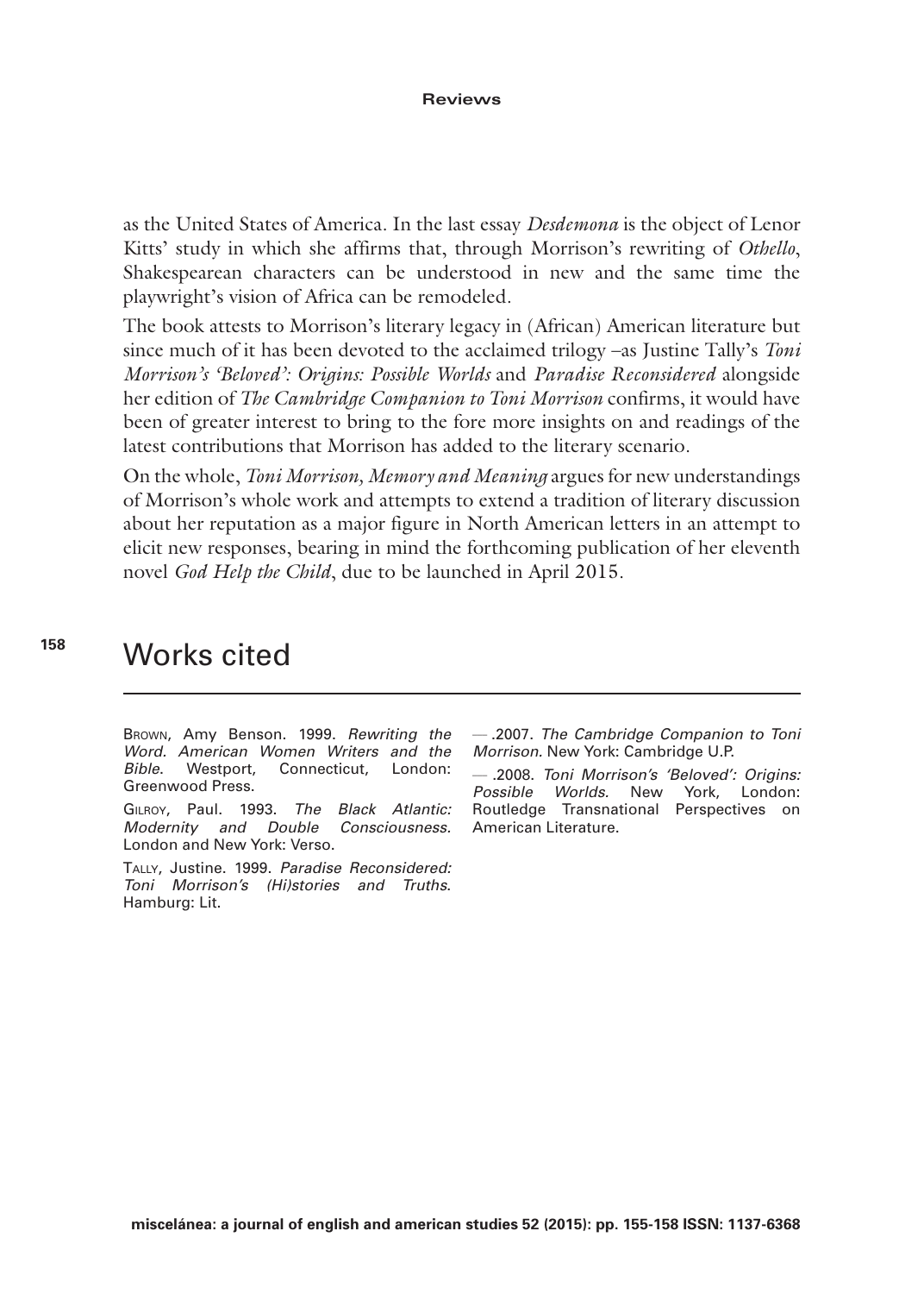as the United States of America. In the last essay *Desdemona* is the object of Lenor Kitts' study in which she affirms that, through Morrison's rewriting of *Othello*, Shakespearean characters can be understood in new and the same time the playwright's vision of Africa can be remodeled.

The book attests to Morrison's literary legacy in (African) American literature but since much of it has been devoted to the acclaimed trilogy –as Justine Tally's *Toni Morrison's 'Beloved': Origins: Possible Worlds* and *Paradise Reconsidered* alongside her edition of *The Cambridge Companion to Toni Morrison* confirms, it would have been of greater interest to bring to the fore more insights on and readings of the latest contributions that Morrison has added to the literary scenario.

On the whole, *Toni Morrison, Memory and Meaning* argues for new understandings of Morrison's whole work and attempts to extend a tradition of literary discussion about her reputation as a major figure in North American letters in an attempt to elicit new responses, bearing in mind the forthcoming publication of her eleventh novel *God Help the Child*, due to be launched in April 2015.

## Works cited

Brown, Amy Benson. 1999. *Rewriting the Word. American Women Writers and the Bible*. Westport, Connecticut, London: Greenwood Press.

Gilroy, Paul. 1993. *The Black Atlantic: Modernity and Double Consciousness*. London and New York: Verso.

Tally, Justine. 1999. *Paradise Reconsidered: Toni Morrison's (Hi)stories and Truths*. Hamburg: Lit.

— .2007. *The Cambridge Companion to Toni Morrison*. New York: Cambridge U.P.

— .2008. *Toni Morrison's 'Beloved': Origins: Possible Worlds*. New York, London: Routledge Transnational Perspectives on American Literature.